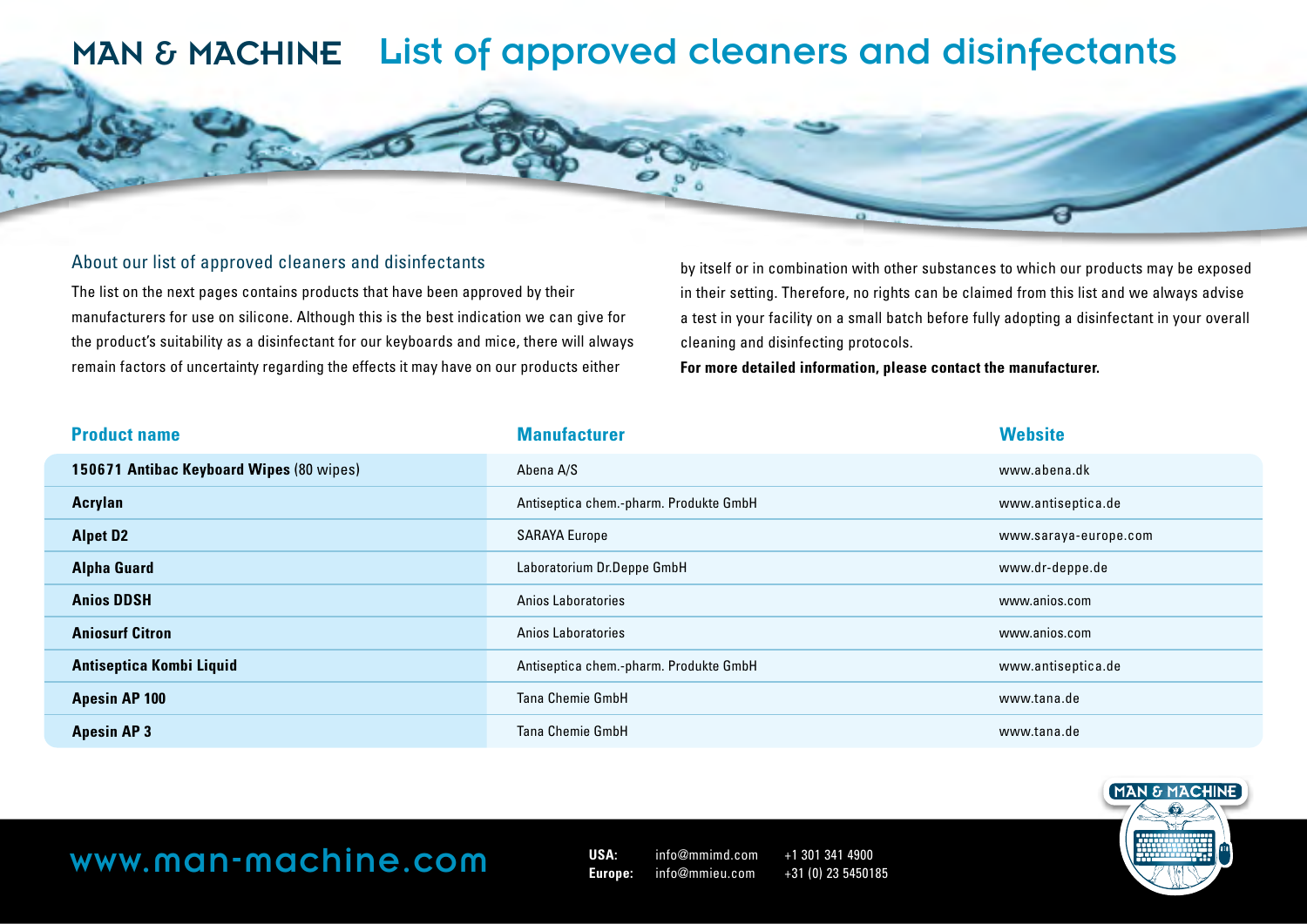# MAN & MACHINE List of approved cleaners and disinfectants

## About our list of approved cleaners and disinfectants

The list on the next pages contains products that have been approved by their manufacturers for use on silicone. Although this is the best indication we can give for the product's suitability as a disinfectant for our keyboards and mice, there will always remain factors of uncertainty regarding the effects it may have on our products either by itself or in combination with other substances to which our products may be exposed in their setting. Therefore, no rights can be claimed from this list and we always advise a test in your facility on a small batch before fully adopting a disinfectant in your overall cleaning and disinfecting protocols.

**For more detailed information, please contact the manufacturer.**

| Product name | Manufacturer | Website |
|---|---|---|
| **150671 Antibac Keyboard Wipes** (80 wipes) | Abena A/S | www.abena.dk |
| **Acrylan** | Antiseptica chem.-pharm. Produkte GmbH | www.antiseptica.de |
| **Alpet D2** | SARAYA Europe | www.saraya-europe.com |
| **Alpha Guard** | Laboratorium Dr.Deppe GmbH | www.dr-deppe.de |
| **Anios DDSH** | Anios Laboratories | www.anios.com |
| **Aniosurf Citron** | Anios Laboratories | www.anios.com |
| **Antiseptica Kombi Liquid** | Antiseptica chem.-pharm. Produkte GmbH | www.antiseptica.de |
| **Apesin AP 100** | Tana Chemie GmbH | www.tana.de |
| **Apesin AP 3** | Tana Chemie GmbH | www.tana.de |

www.man-machine.com

**USA:** info@mmimd.com +1 301 341 4900
**Europe:** info@mmieu.com +31 (0) 23 5450185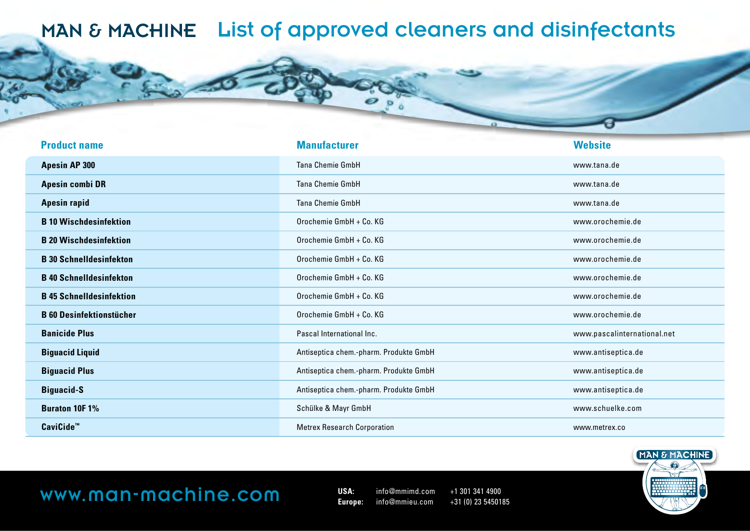# MAN & MACHINE List of approved cleaners and disinfectants

| Product name | Manufacturer | Website |
|---|---|---|
| **Apesin AP 300** | Tana Chemie GmbH | www.tana.de |
| **Apesin combi DR** | Tana Chemie GmbH | www.tana.de |
| **Apesin rapid** | Tana Chemie GmbH | www.tana.de |
| **B 10 Wischdesinfektion** | Orochemie GmbH + Co. KG | www.orochemie.de |
| **B 20 Wischdesinfektion** | Orochemie GmbH + Co. KG | www.orochemie.de |
| **B 30 Schnelldesinfekton** | Orochemie GmbH + Co. KG | www.orochemie.de |
| **B 40 Schnelldesinfekton** | Orochemie GmbH + Co. KG | www.orochemie.de |
| **B 45 Schnelldesinfektion** | Orochemie GmbH + Co. KG | www.orochemie.de |
| **B 60 Desinfektionstücher** | Orochemie GmbH + Co. KG | www.orochemie.de |
| **Banicide Plus** | Pascal International Inc. | www.pascalinternational.net |
| **Biguacid Liquid** | Antiseptica chem.-pharm. Produkte GmbH | www.antiseptica.de |
| **Biguacid Plus** | Antiseptica chem.-pharm. Produkte GmbH | www.antiseptica.de |
| **Biguacid-S** | Antiseptica chem.-pharm. Produkte GmbH | www.antiseptica.de |
| **Buraton 10F 1%** | Schülke & Mayr GmbH | www.schuelke.com |
| **CaviCide™** | Metrex Research Corporation | www.metrex.co |

www.man-machine.com

**USA:** info@mmimd.com +1 301 341 4900
**Europe:** info@mmieu.com +31 (0) 23 5450185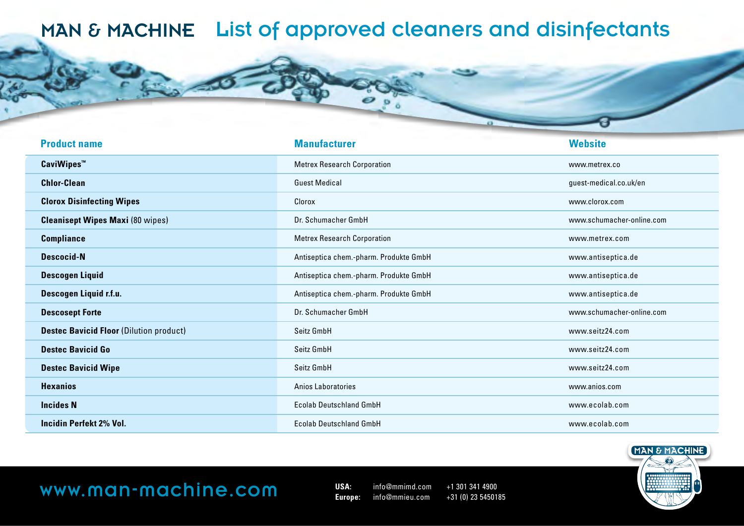# MAN & MACHINE List of approved cleaners and disinfectants

| Product name | Manufacturer | Website |
|---|---|---|
| **CaviWipes™** | Metrex Research Corporation | www.metrex.co |
| **Chlor-Clean** | Guest Medical | guest-medical.co.uk/en |
| **Clorox Disinfecting Wipes** | Clorox | www.clorox.com |
| **Cleanisept Wipes Maxi** (80 wipes) | Dr. Schumacher GmbH | www.schumacher-online.com |
| **Compliance** | Metrex Research Corporation | www.metrex.com |
| **Descocid-N** | Antiseptica chem.-pharm. Produkte GmbH | www.antiseptica.de |
| **Descogen Liquid** | Antiseptica chem.-pharm. Produkte GmbH | www.antiseptica.de |
| **Descogen Liquid r.f.u.** | Antiseptica chem.-pharm. Produkte GmbH | www.antiseptica.de |
| **Descosept Forte** | Dr. Schumacher GmbH | www.schumacher-online.com |
| **Destec Bavicid Floor** (Dilution product) | Seitz GmbH | www.seitz24.com |
| **Destec Bavicid Go** | Seitz GmbH | www.seitz24.com |
| **Destec Bavicid Wipe** | Seitz GmbH | www.seitz24.com |
| **Hexanios** | Anios Laboratories | www.anios.com |
| **Incides N** | Ecolab Deutschland GmbH | www.ecolab.com |
| **Incidin Perfekt 2% Vol.** | Ecolab Deutschland GmbH | www.ecolab.com |

www.man-machine.com

**USA:** info@mmimd.com +1 301 341 4900
**Europe:** info@mmieu.com +31 (0) 23 5450185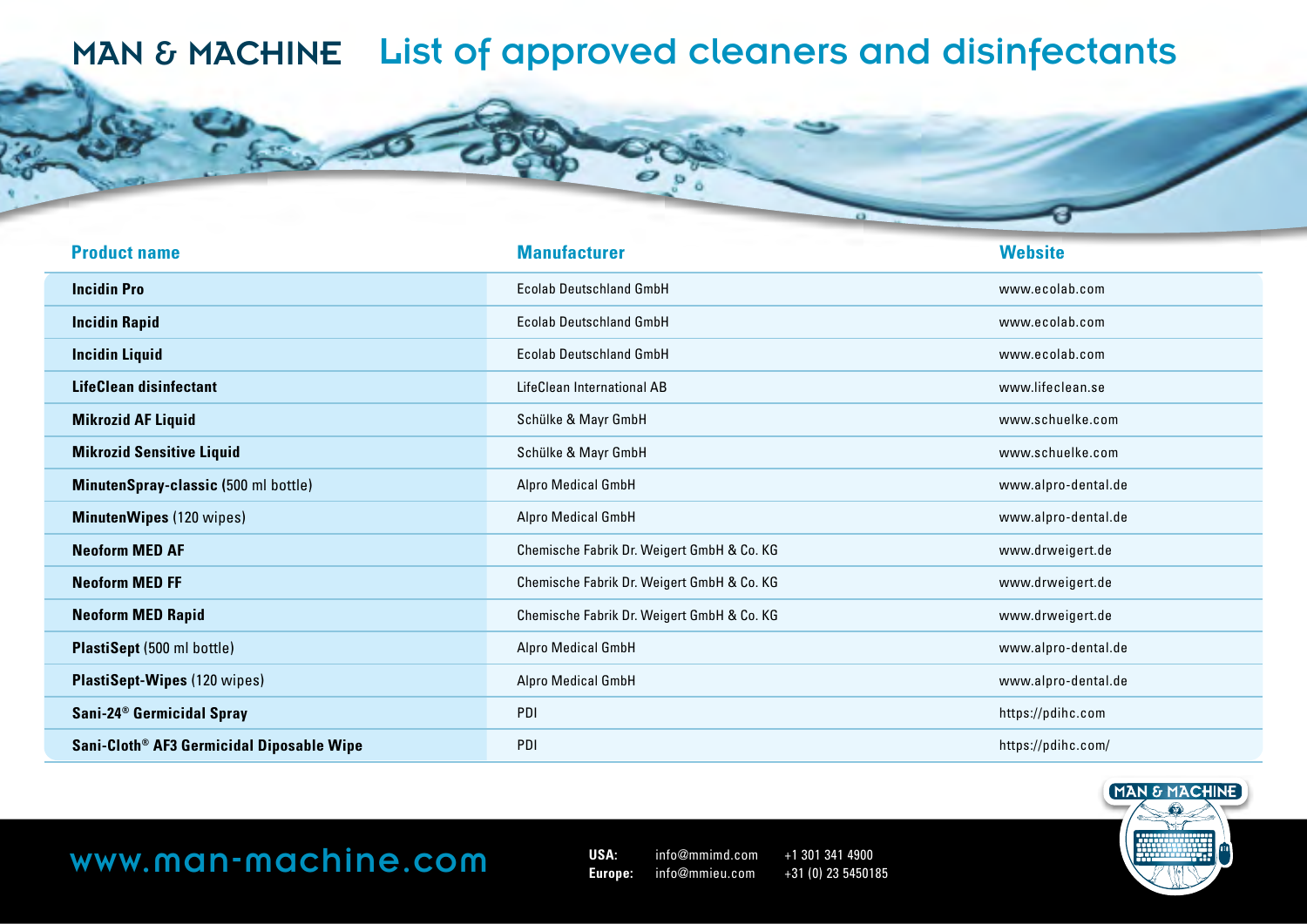# MAN & MACHINE List of approved cleaners and disinfectants

| Product name | Manufacturer | Website |
|---|---|---|
| **Incidin Pro** | Ecolab Deutschland GmbH | www.ecolab.com |
| **Incidin Rapid** | Ecolab Deutschland GmbH | www.ecolab.com |
| **Incidin Liquid** | Ecolab Deutschland GmbH | www.ecolab.com |
| **LifeClean disinfectant** | LifeClean International AB | www.lifeclean.se |
| **Mikrozid AF Liquid** | Schülke & Mayr GmbH | www.schuelke.com |
| **Mikrozid Sensitive Liquid** | Schülke & Mayr GmbH | www.schuelke.com |
| **MinutenSpray-classic** (500 ml bottle) | Alpro Medical GmbH | www.alpro-dental.de |
| **MinutenWipes** (120 wipes) | Alpro Medical GmbH | www.alpro-dental.de |
| **Neoform MED AF** | Chemische Fabrik Dr. Weigert GmbH & Co. KG | www.drweigert.de |
| **Neoform MED FF** | Chemische Fabrik Dr. Weigert GmbH & Co. KG | www.drweigert.de |
| **Neoform MED Rapid** | Chemische Fabrik Dr. Weigert GmbH & Co. KG | www.drweigert.de |
| **PlastiSept** (500 ml bottle) | Alpro Medical GmbH | www.alpro-dental.de |
| **PlastiSept-Wipes** (120 wipes) | Alpro Medical GmbH | www.alpro-dental.de |
| **Sani-24® Germicidal Spray** | PDI | https://pdihc.com |
| **Sani-Cloth® AF3 Germicidal Diposable Wipe** | PDI | https://pdihc.com/ |

www.man-machine.com

**USA:** info@mmimd.com +1 301 341 4900
**Europe:** info@mmieu.com +31 (0) 23 5450185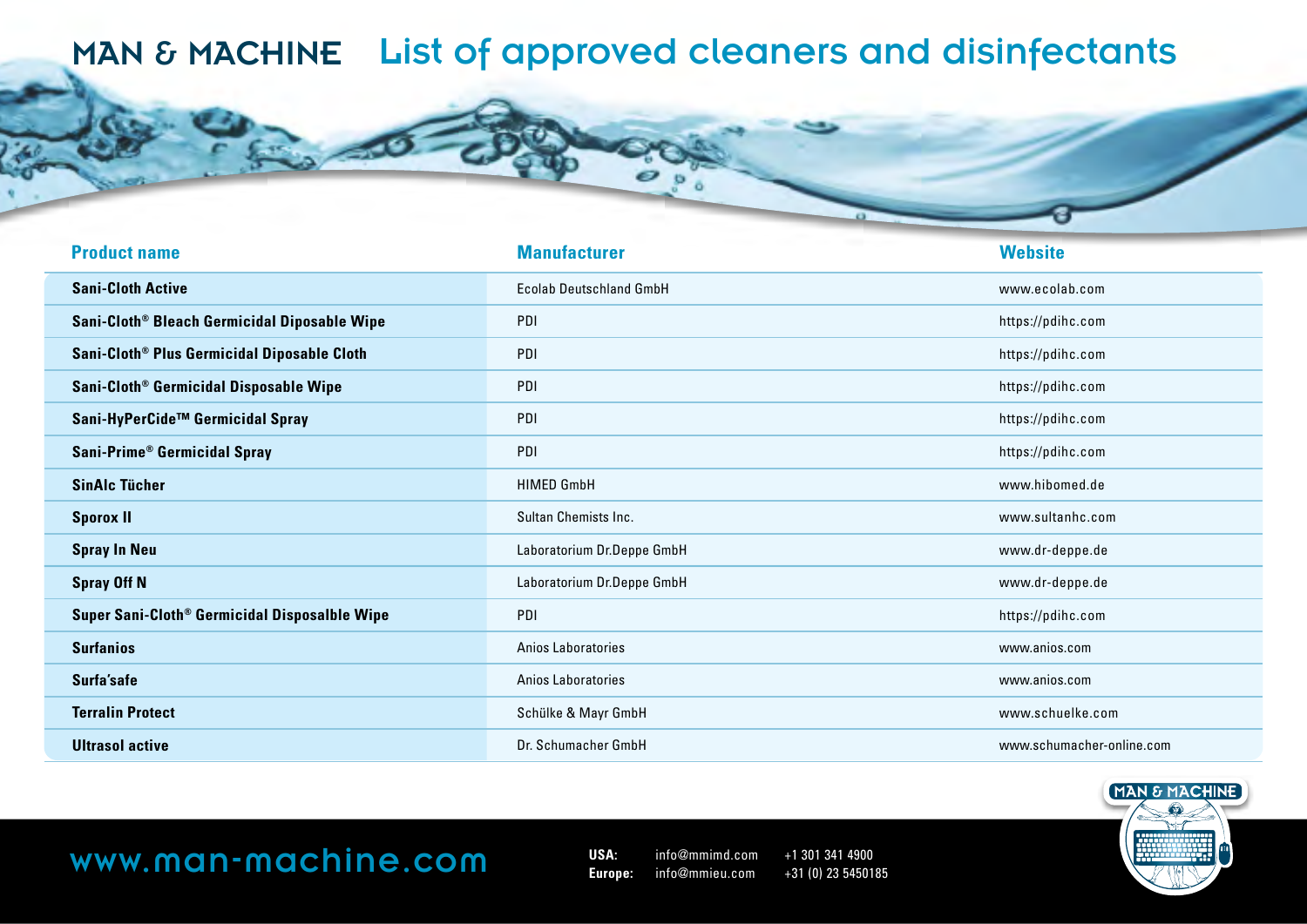# MAN & MACHINE List of approved cleaners and disinfectants

| Product name | Manufacturer | Website |
|---|---|---|
| **Sani-Cloth Active** | Ecolab Deutschland GmbH | www.ecolab.com |
| **Sani-Cloth® Bleach Germicidal Diposable Wipe** | PDI | https://pdihc.com |
| **Sani-Cloth® Plus Germicidal Diposable Cloth** | PDI | https://pdihc.com |
| **Sani-Cloth® Germicidal Disposable Wipe** | PDI | https://pdihc.com |
| **Sani-HyPerCide™ Germicidal Spray** | PDI | https://pdihc.com |
| **Sani-Prime® Germicidal Spray** | PDI | https://pdihc.com |
| **SinAlc Tücher** | HIMED GmbH | www.hibomed.de |
| **Sporox II** | Sultan Chemists Inc. | www.sultanhc.com |
| **Spray In Neu** | Laboratorium Dr.Deppe GmbH | www.dr-deppe.de |
| **Spray Off N** | Laboratorium Dr.Deppe GmbH | www.dr-deppe.de |
| **Super Sani-Cloth® Germicidal Disposalble Wipe** | PDI | https://pdihc.com |
| **Surfanios** | Anios Laboratories | www.anios.com |
| **Surfa'safe** | Anios Laboratories | www.anios.com |
| **Terralin Protect** | Schülke & Mayr GmbH | www.schuelke.com |
| **Ultrasol active** | Dr. Schumacher GmbH | www.schumacher-online.com |

www.man-machine.com

**USA:** info@mmimd.com +1 301 341 4900
**Europe:** info@mmieu.com +31 (0) 23 5450185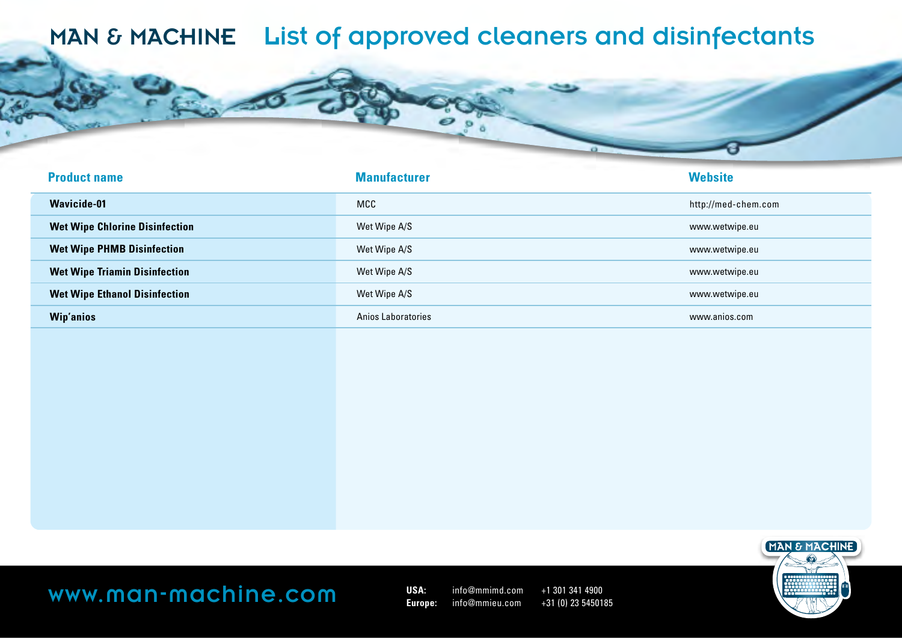# MAN & MACHINE List of approved cleaners and disinfectants

| Product name | Manufacturer | Website |
|---|---|---|
| **Wavicide-01** | MCC | http://med-chem.com |
| **Wet Wipe Chlorine Disinfection** | Wet Wipe A/S | www.wetwipe.eu |
| **Wet Wipe PHMB Disinfection** | Wet Wipe A/S | www.wetwipe.eu |
| **Wet Wipe Triamin Disinfection** | Wet Wipe A/S | www.wetwipe.eu |
| **Wet Wipe Ethanol Disinfection** | Wet Wipe A/S | www.wetwipe.eu |
| **Wip'anios** | Anios Laboratories | www.anios.com |

www.man-machine.com

**USA:** info@mmimd.com +1 301 341 4900
**Europe:** info@mmieu.com +31 (0) 23 5450185

MAN & MACHINE